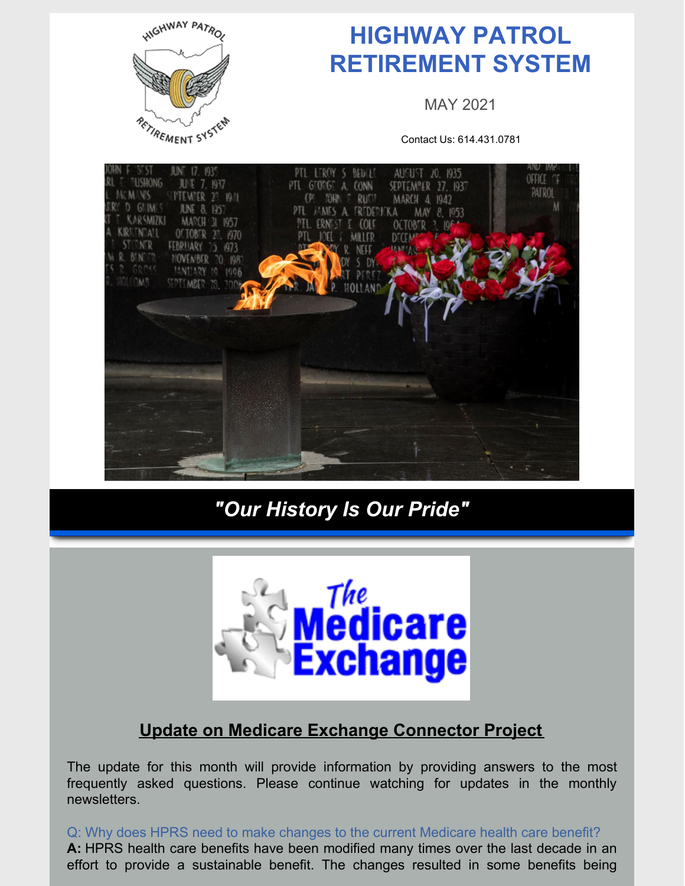# HIGHWAY PATROL RETIREMENT SYSTEM

MAY 2021

Contact Us: 614.431.0781

## *"Our History Is Our Pride"*

## Update on Medicare Exchange Connector Project

The update for this month will provide information by providing answers to the most frequently asked questions. Please continue watching for updates in the monthly newsletters.

Q: Why does HPRS need to make changes to the current Medicare health care benefit?

**A:** HPRS health care benefits have been modified many times over the last decade in an effort to provide a sustainable benefit. The changes resulted in some benefits being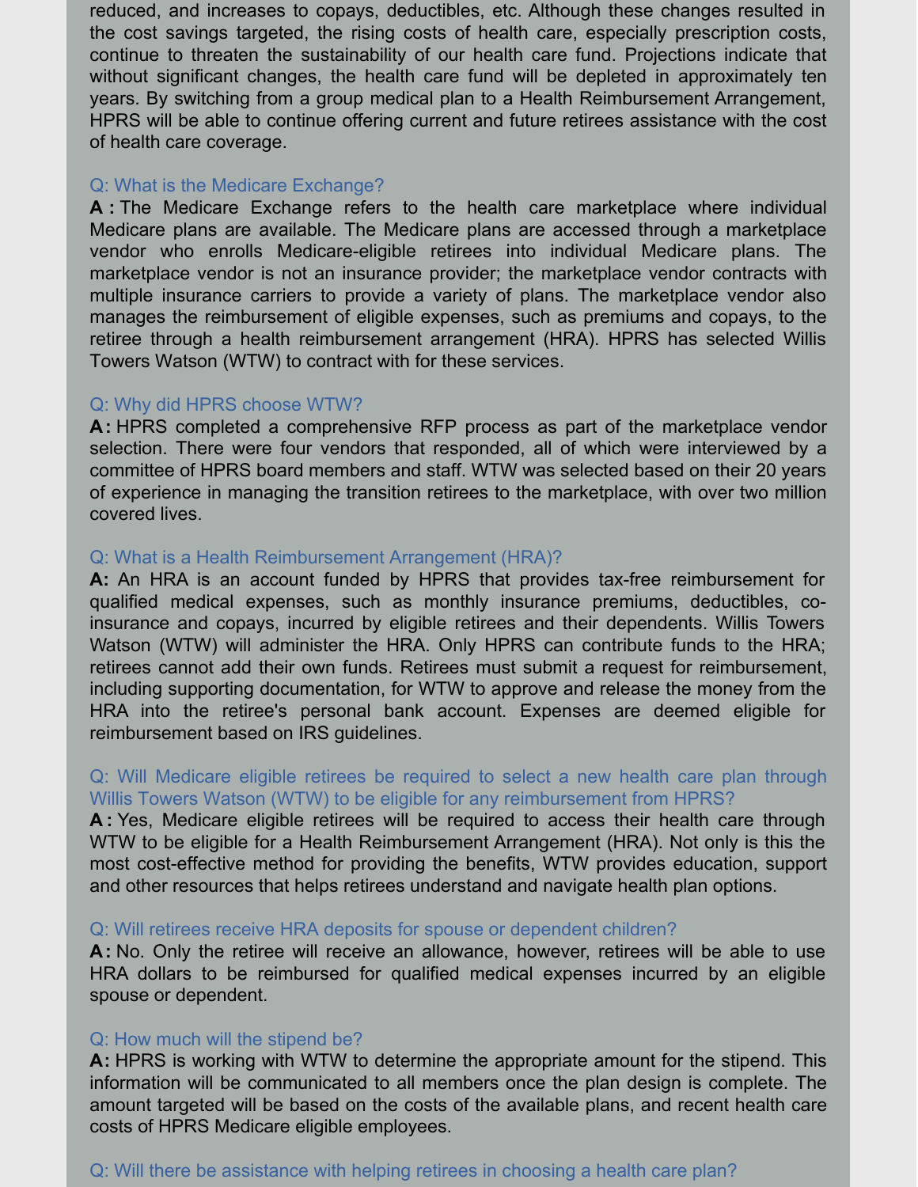reduced, and increases to copays, deductibles, etc. Although these changes resulted in the cost savings targeted, the rising costs of health care, especially prescription costs, continue to threaten the sustainability of our health care fund. Projections indicate that without significant changes, the health care fund will be depleted in approximately ten years. By switching from a group medical plan to a Health Reimbursement Arrangement, HPRS will be able to continue offering current and future retirees assistance with the cost of health care coverage.

### Q: What is the Medicare Exchange?

**A :** The Medicare Exchange refers to the health care marketplace where individual Medicare plans are available. The Medicare plans are accessed through a marketplace vendor who enrolls Medicare-eligible retirees into individual Medicare plans. The marketplace vendor is not an insurance provider; the marketplace vendor contracts with multiple insurance carriers to provide a variety of plans. The marketplace vendor also manages the reimbursement of eligible expenses, such as premiums and copays, to the retiree through a health reimbursement arrangement (HRA). HPRS has selected Willis Towers Watson (WTW) to contract with for these services.

### Q: Why did HPRS choose WTW?

**A :** HPRS completed a comprehensive RFP process as part of the marketplace vendor selection. There were four vendors that responded, all of which were interviewed by a committee of HPRS board members and staff. WTW was selected based on their 20 years of experience in managing the transition retirees to the marketplace, with over two million covered lives.

### Q: What is a Health Reimbursement Arrangement (HRA)?

**A:** An HRA is an account funded by HPRS that provides tax-free reimbursement for qualified medical expenses, such as monthly insurance premiums, deductibles, co-insurance and copays, incurred by eligible retirees and their dependents. Willis Towers Watson (WTW) will administer the HRA. Only HPRS can contribute funds to the HRA; retirees cannot add their own funds. Retirees must submit a request for reimbursement, including supporting documentation, for WTW to approve and release the money from the HRA into the retiree's personal bank account. Expenses are deemed eligible for reimbursement based on IRS guidelines.

### Q: Will Medicare eligible retirees be required to select a new health care plan through Willis Towers Watson (WTW) to be eligible for any reimbursement from HPRS?

**A :** Yes, Medicare eligible retirees will be required to access their health care through WTW to be eligible for a Health Reimbursement Arrangement (HRA). Not only is this the most cost-effective method for providing the benefits, WTW provides education, support and other resources that helps retirees understand and navigate health plan options.

### Q: Will retirees receive HRA deposits for spouse or dependent children?

**A :** No. Only the retiree will receive an allowance, however, retirees will be able to use HRA dollars to be reimbursed for qualified medical expenses incurred by an eligible spouse or dependent.

### Q: How much will the stipend be?

**A:** HPRS is working with WTW to determine the appropriate amount for the stipend. This information will be communicated to all members once the plan design is complete. The amount targeted will be based on the costs of the available plans, and recent health care costs of HPRS Medicare eligible employees.

### Q: Will there be assistance with helping retirees in choosing a health care plan?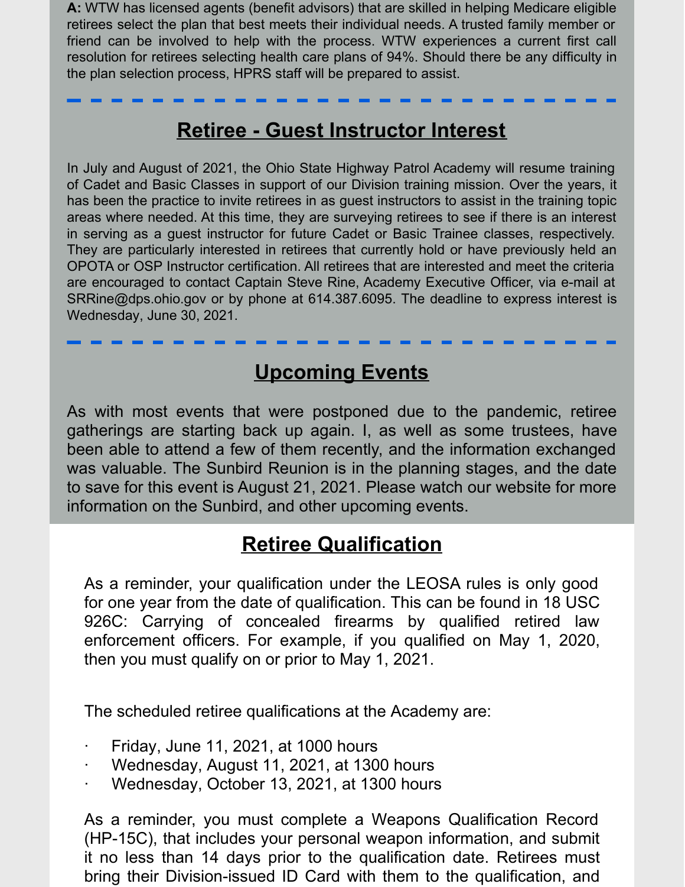**A:** WTW has licensed agents (benefit advisors) that are skilled in helping Medicare eligible retirees select the plan that best meets their individual needs. A trusted family member or friend can be involved to help with the process. WTW experiences a current first call resolution for retirees selecting health care plans of 94%. Should there be any difficulty in the plan selection process, HPRS staff will be prepared to assist.

---

## Retiree - Guest Instructor Interest

In July and August of 2021, the Ohio State Highway Patrol Academy will resume training of Cadet and Basic Classes in support of our Division training mission. Over the years, it has been the practice to invite retirees in as guest instructors to assist in the training topic areas where needed. At this time, they are surveying retirees to see if there is an interest in serving as a guest instructor for future Cadet or Basic Trainee classes, respectively. They are particularly interested in retirees that currently hold or have previously held an OPOTA or OSP Instructor certification. All retirees that are interested and meet the criteria are encouraged to contact Captain Steve Rine, Academy Executive Officer, via e-mail at SRRine@dps.ohio.gov or by phone at 614.387.6095. The deadline to express interest is Wednesday, June 30, 2021.

---

## Upcoming Events

As with most events that were postponed due to the pandemic, retiree gatherings are starting back up again. I, as well as some trustees, have been able to attend a few of them recently, and the information exchanged was valuable. The Sunbird Reunion is in the planning stages, and the date to save for this event is August 21, 2021. Please watch our website for more information on the Sunbird, and other upcoming events.

## Retiree Qualification

As a reminder, your qualification under the LEOSA rules is only good for one year from the date of qualification. This can be found in 18 USC 926C: Carrying of concealed firearms by qualified retired law enforcement officers. For example, if you qualified on May 1, 2020, then you must qualify on or prior to May 1, 2021.

The scheduled retiree qualifications at the Academy are:

- Friday, June 11, 2021, at 1000 hours
- Wednesday, August 11, 2021, at 1300 hours
- Wednesday, October 13, 2021, at 1300 hours

As a reminder, you must complete a Weapons Qualification Record (HP-15C), that includes your personal weapon information, and submit it no less than 14 days prior to the qualification date. Retirees must bring their Division-issued ID Card with them to the qualification, and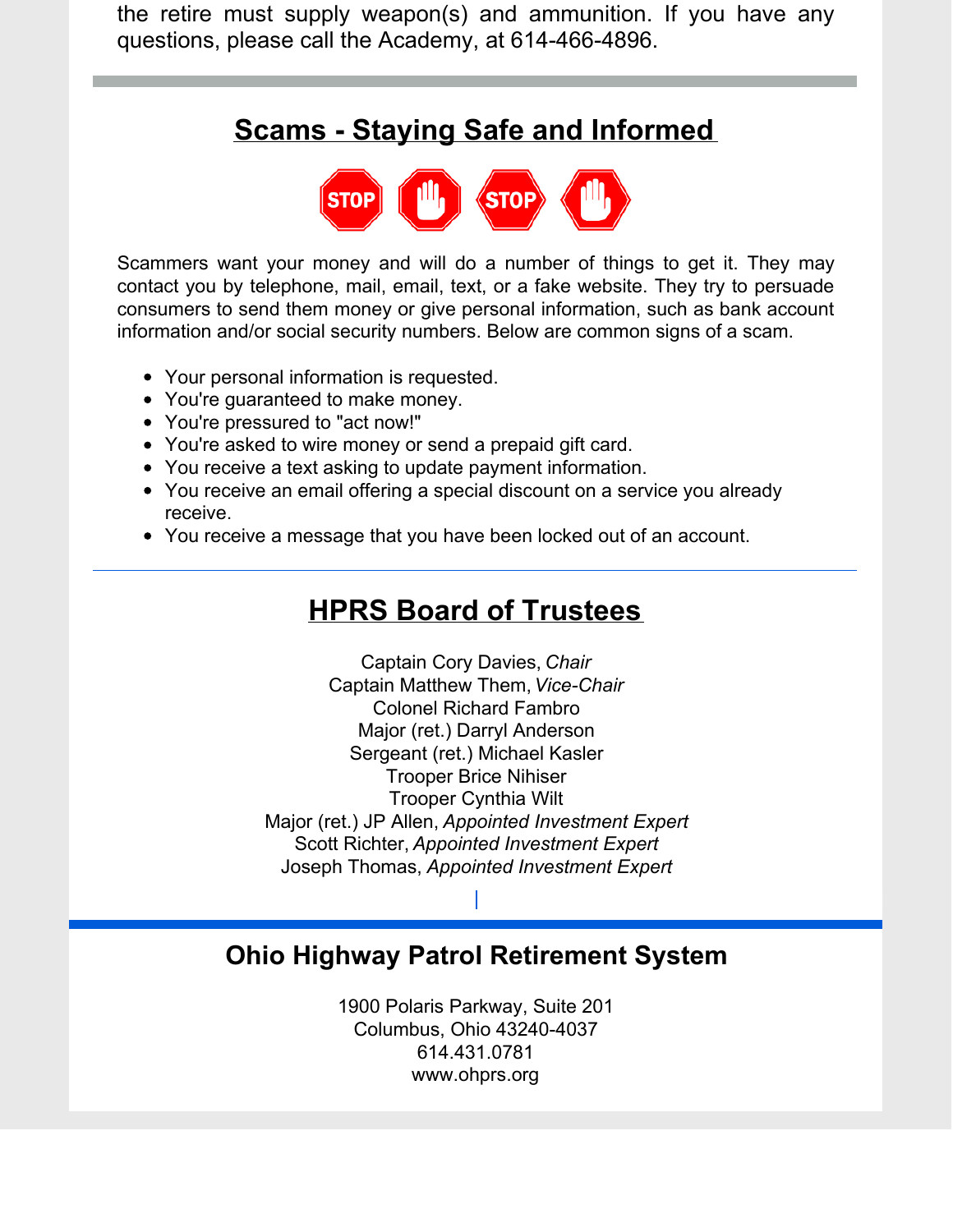the retire must supply weapon(s) and ammunition. If you have any questions, please call the Academy, at 614-466-4896.

## Scams - Staying Safe and Informed

Scammers want your money and will do a number of things to get it. They may contact you by telephone, mail, email, text, or a fake website. They try to persuade consumers to send them money or give personal information, such as bank account information and/or social security numbers. Below are common signs of a scam.

- Your personal information is requested.
- You're guaranteed to make money.
- You're pressured to "act now!"
- You're asked to wire money or send a prepaid gift card.
- You receive a text asking to update payment information.
- You receive an email offering a special discount on a service you already receive.
- You receive a message that you have been locked out of an account.

## HPRS Board of Trustees

Captain Cory Davies, *Chair*
Captain Matthew Them, *Vice-Chair*
Colonel Richard Fambro
Major (ret.) Darryl Anderson
Sergeant (ret.) Michael Kasler
Trooper Brice Nihiser
Trooper Cynthia Wilt
Major (ret.) JP Allen, *Appointed Investment Expert*
Scott Richter, *Appointed Investment Expert*
Joseph Thomas, *Appointed Investment Expert*

## Ohio Highway Patrol Retirement System

1900 Polaris Parkway, Suite 201
Columbus, Ohio 43240-4037
614.431.0781
www.ohprs.org